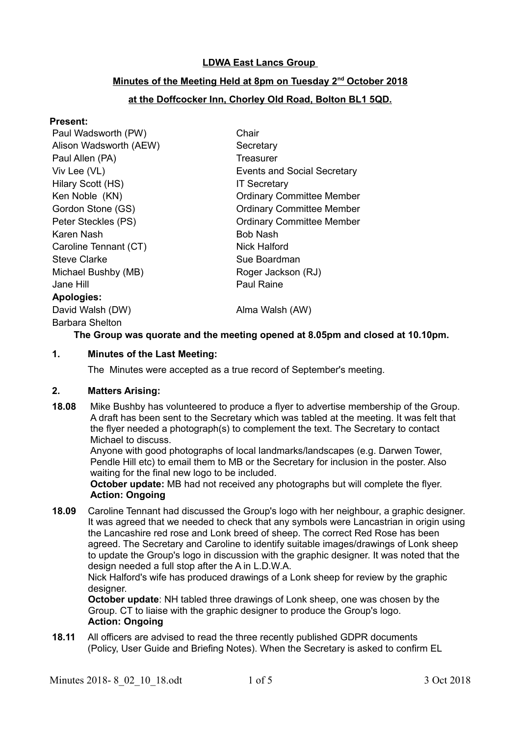**LDWA East Lancs Group**

**Minutes of the Meeting Held at 8pm on Tuesday 2nd October 2018**

**at the Doffcocker Inn, Chorley Old Road, Bolton BL1 5QD.**

**Present:**

| | |
|---|---|
| Paul Wadsworth (PW) | Chair |
| Alison Wadsworth (AEW) | Secretary |
| Paul Allen (PA) | Treasurer |
| Viv Lee (VL) | Events and Social Secretary |
| Hilary Scott (HS) | IT Secretary |
| Ken Noble (KN) | Ordinary Committee Member |
| Gordon Stone (GS) | Ordinary Committee Member |
| Peter Steckles (PS) | Ordinary Committee Member |
| Karen Nash | Bob Nash |
| Caroline Tennant (CT) | Nick Halford |
| Steve Clarke | Sue Boardman |
| Michael Bushby (MB) | Roger Jackson (RJ) |
| Jane Hill | Paul Raine |

**Apologies:**

| | |
|---|---|
| David Walsh (DW) | Alma Walsh (AW) |
| Barbara Shelton | |

**The Group was quorate and the meeting opened at 8.05pm and closed at 10.10pm.**

**1. Minutes of the Last Meeting:**

The Minutes were accepted as a true record of September's meeting.

**2. Matters Arising:**

**18.08** Mike Bushby has volunteered to produce a flyer to advertise membership of the Group. A draft has been sent to the Secretary which was tabled at the meeting. It was felt that the flyer needed a photograph(s) to complement the text. The Secretary to contact Michael to discuss.
Anyone with good photographs of local landmarks/landscapes (e.g. Darwen Tower, Pendle Hill etc) to email them to MB or the Secretary for inclusion in the poster. Also waiting for the final new logo to be included.
**October update:** MB had not received any photographs but will complete the flyer.
**Action: Ongoing**

**18.09** Caroline Tennant had discussed the Group's logo with her neighbour, a graphic designer. It was agreed that we needed to check that any symbols were Lancastrian in origin using the Lancashire red rose and Lonk breed of sheep. The correct Red Rose has been agreed. The Secretary and Caroline to identify suitable images/drawings of Lonk sheep to update the Group's logo in discussion with the graphic designer. It was noted that the design needed a full stop after the A in L.D.W.A.
Nick Halford's wife has produced drawings of a Lonk sheep for review by the graphic designer.
**October update**: NH tabled three drawings of Lonk sheep, one was chosen by the Group. CT to liaise with the graphic designer to produce the Group's logo.
**Action: Ongoing**

**18.11** All officers are advised to read the three recently published GDPR documents (Policy, User Guide and Briefing Notes). When the Secretary is asked to confirm EL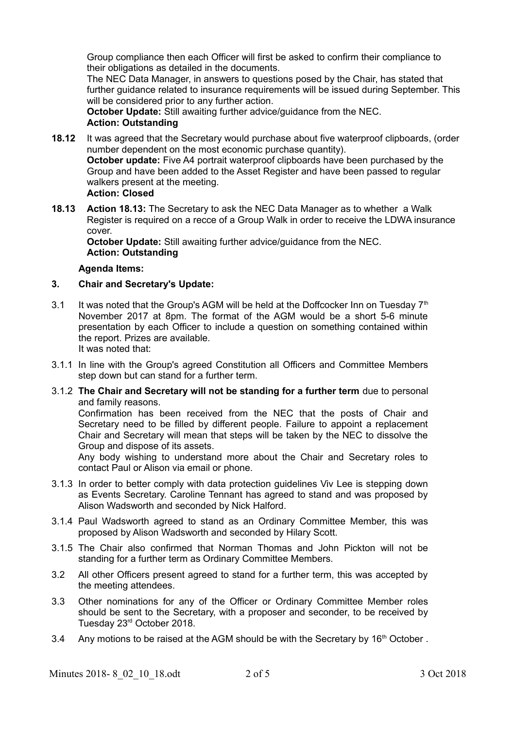Group compliance then each Officer will first be asked to confirm their compliance to their obligations as detailed in the documents.
The NEC Data Manager, in answers to questions posed by the Chair, has stated that further guidance related to insurance requirements will be issued during September. This will be considered prior to any further action.
**October Update:** Still awaiting further advice/guidance from the NEC.
**Action: Outstanding**

**18.12** It was agreed that the Secretary would purchase about five waterproof clipboards, (order number dependent on the most economic purchase quantity).
**October update:** Five A4 portrait waterproof clipboards have been purchased by the Group and have been added to the Asset Register and have been passed to regular walkers present at the meeting.
**Action: Closed**

**18.13** **Action 18.13:** The Secretary to ask the NEC Data Manager as to whether a Walk Register is required on a recce of a Group Walk in order to receive the LDWA insurance cover.
**October Update:** Still awaiting further advice/guidance from the NEC.
**Action: Outstanding**

**Agenda Items:**

### 3. Chair and Secretary's Update:

3.1 It was noted that the Group's AGM will be held at the Doffcocker Inn on Tuesday 7th November 2017 at 8pm. The format of the AGM would be a short 5-6 minute presentation by each Officer to include a question on something contained within the report. Prizes are available.
It was noted that:

3.1.1 In line with the Group's agreed Constitution all Officers and Committee Members step down but can stand for a further term.

3.1.2 **The Chair and Secretary will not be standing for a further term** due to personal and family reasons.
Confirmation has been received from the NEC that the posts of Chair and Secretary need to be filled by different people. Failure to appoint a replacement Chair and Secretary will mean that steps will be taken by the NEC to dissolve the Group and dispose of its assets.
Any body wishing to understand more about the Chair and Secretary roles to contact Paul or Alison via email or phone.

3.1.3 In order to better comply with data protection guidelines Viv Lee is stepping down as Events Secretary. Caroline Tennant has agreed to stand and was proposed by Alison Wadsworth and seconded by Nick Halford.

3.1.4 Paul Wadsworth agreed to stand as an Ordinary Committee Member, this was proposed by Alison Wadsworth and seconded by Hilary Scott.

3.1.5 The Chair also confirmed that Norman Thomas and John Pickton will not be standing for a further term as Ordinary Committee Members.

3.2 All other Officers present agreed to stand for a further term, this was accepted by the meeting attendees.

3.3 Other nominations for any of the Officer or Ordinary Committee Member roles should be sent to the Secretary, with a proposer and seconder, to be received by Tuesday 23rd October 2018.

3.4 Any motions to be raised at the AGM should be with the Secretary by 16th October .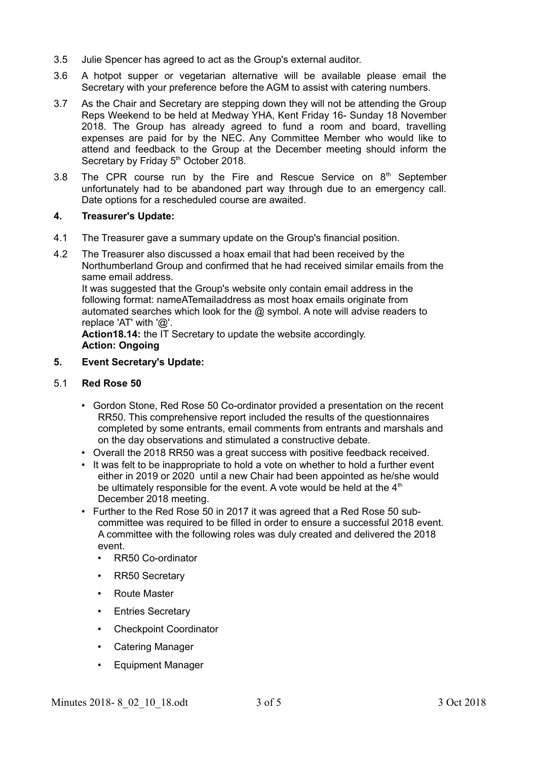3.5 Julie Spencer has agreed to act as the Group's external auditor.

3.6 A hotpot supper or vegetarian alternative will be available please email the Secretary with your preference before the AGM to assist with catering numbers.

3.7 As the Chair and Secretary are stepping down they will not be attending the Group Reps Weekend to be held at Medway YHA, Kent Friday 16- Sunday 18 November 2018. The Group has already agreed to fund a room and board, travelling expenses are paid for by the NEC. Any Committee Member who would like to attend and feedback to the Group at the December meeting should inform the Secretary by Friday 5th October 2018.

3.8 The CPR course run by the Fire and Rescue Service on 8th September unfortunately had to be abandoned part way through due to an emergency call. Date options for a rescheduled course are awaited.

## 4. Treasurer's Update:

4.1 The Treasurer gave a summary update on the Group's financial position.

4.2 The Treasurer also discussed a hoax email that had been received by the Northumberland Group and confirmed that he had received similar emails from the same email address.
It was suggested that the Group's website only contain email address in the following format: nameATemailaddress as most hoax emails originate from automated searches which look for the @ symbol. A note will advise readers to replace 'AT' with '@'.
**Action18.14:** the IT Secretary to update the website accordingly.
**Action: Ongoing**

## 5. Event Secretary's Update:

### 5.1 Red Rose 50

- Gordon Stone, Red Rose 50 Co-ordinator provided a presentation on the recent RR50. This comprehensive report included the results of the questionnaires completed by some entrants, email comments from entrants and marshals and on the day observations and stimulated a constructive debate.
- Overall the 2018 RR50 was a great success with positive feedback received.
- It was felt to be inappropriate to hold a vote on whether to hold a further event either in 2019 or 2020 until a new Chair had been appointed as he/she would be ultimately responsible for the event. A vote would be held at the 4th December 2018 meeting.
- Further to the Red Rose 50 in 2017 it was agreed that a Red Rose 50 sub-committee was required to be filled in order to ensure a successful 2018 event. A committee with the following roles was duly created and delivered the 2018 event.
  - RR50 Co-ordinator
  - RR50 Secretary
  - Route Master
  - Entries Secretary
  - Checkpoint Coordinator
  - Catering Manager
  - Equipment Manager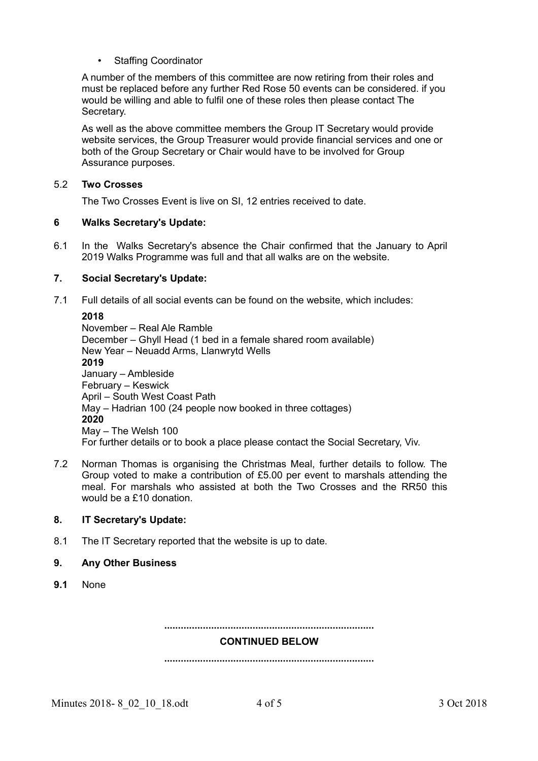- Staffing Coordinator

A number of the members of this committee are now retiring from their roles and must be replaced before any further Red Rose 50 events can be considered. if you would be willing and able to fulfil one of these roles then please contact The Secretary.

As well as the above committee members the Group IT Secretary would provide website services, the Group Treasurer would provide financial services and one or both of the Group Secretary or Chair would have to be involved for Group Assurance purposes.

5.2 **Two Crosses**

The Two Crosses Event is live on SI, 12 entries received to date.

**6 Walks Secretary's Update:**

6.1 In the Walks Secretary's absence the Chair confirmed that the January to April 2019 Walks Programme was full and that all walks are on the website.

**7. Social Secretary's Update:**

7.1 Full details of all social events can be found on the website, which includes:

**2018**
November – Real Ale Ramble
December – Ghyll Head (1 bed in a female shared room available)
New Year – Neuadd Arms, Llanwrytd Wells
**2019**
January – Ambleside
February – Keswick
April – South West Coast Path
May – Hadrian 100 (24 people now booked in three cottages)
**2020**
May – The Welsh 100
For further details or to book a place please contact the Social Secretary, Viv.

7.2 Norman Thomas is organising the Christmas Meal, further details to follow. The Group voted to make a contribution of £5.00 per event to marshals attending the meal. For marshals who assisted at both the Two Crosses and the RR50 this would be a £10 donation.

**8. IT Secretary's Update:**

8.1 The IT Secretary reported that the website is up to date.

**9. Any Other Business**

**9.1** None

..........................................................................

**CONTINUED BELOW**

..........................................................................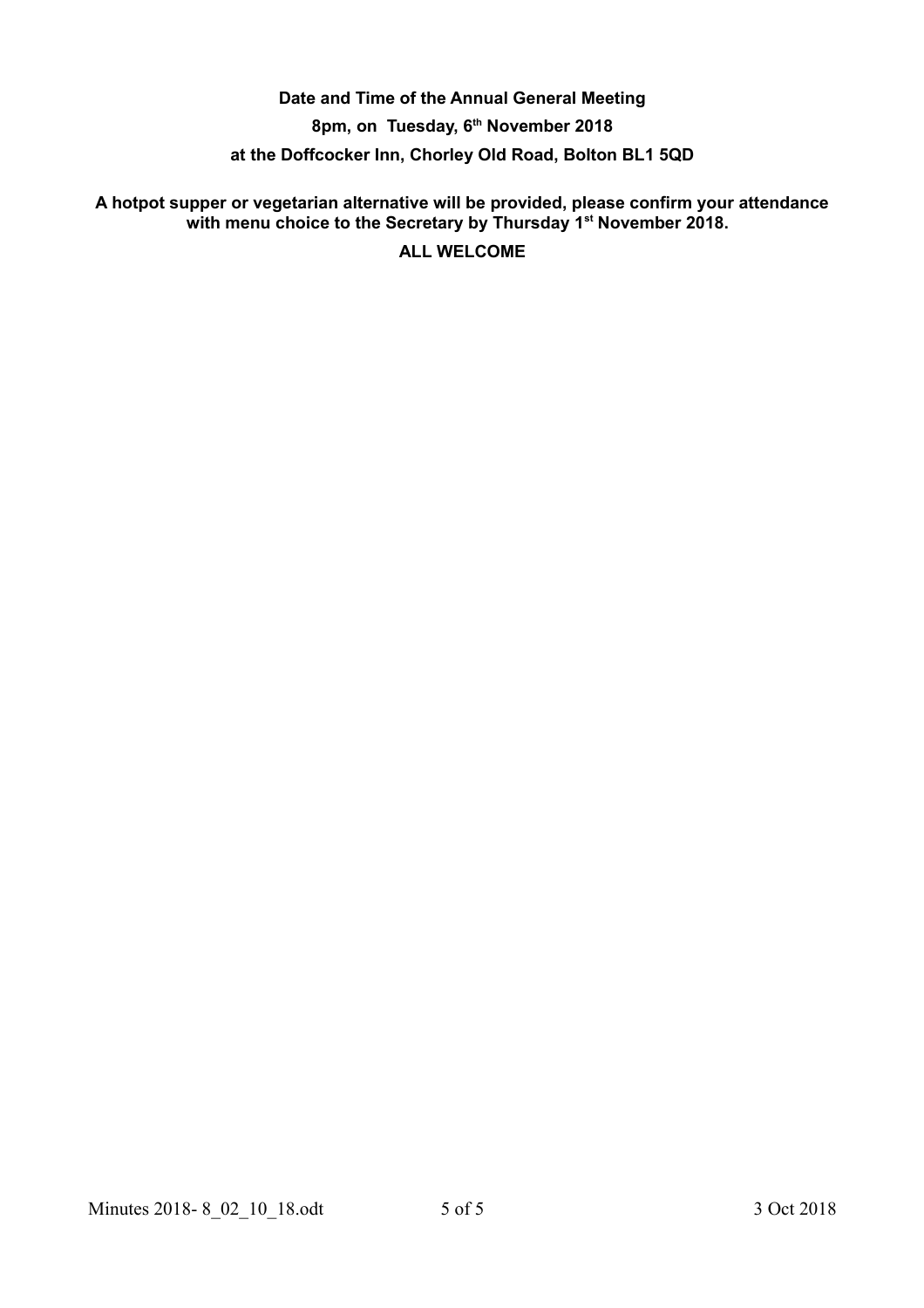**Date and Time of the Annual General Meeting**

**8pm, on Tuesday, 6th November 2018**

**at the Doffcocker Inn, Chorley Old Road, Bolton BL1 5QD**

**A hotpot supper or vegetarian alternative will be provided, please confirm your attendance with menu choice to the Secretary by Thursday 1st November 2018.**

**ALL WELCOME**